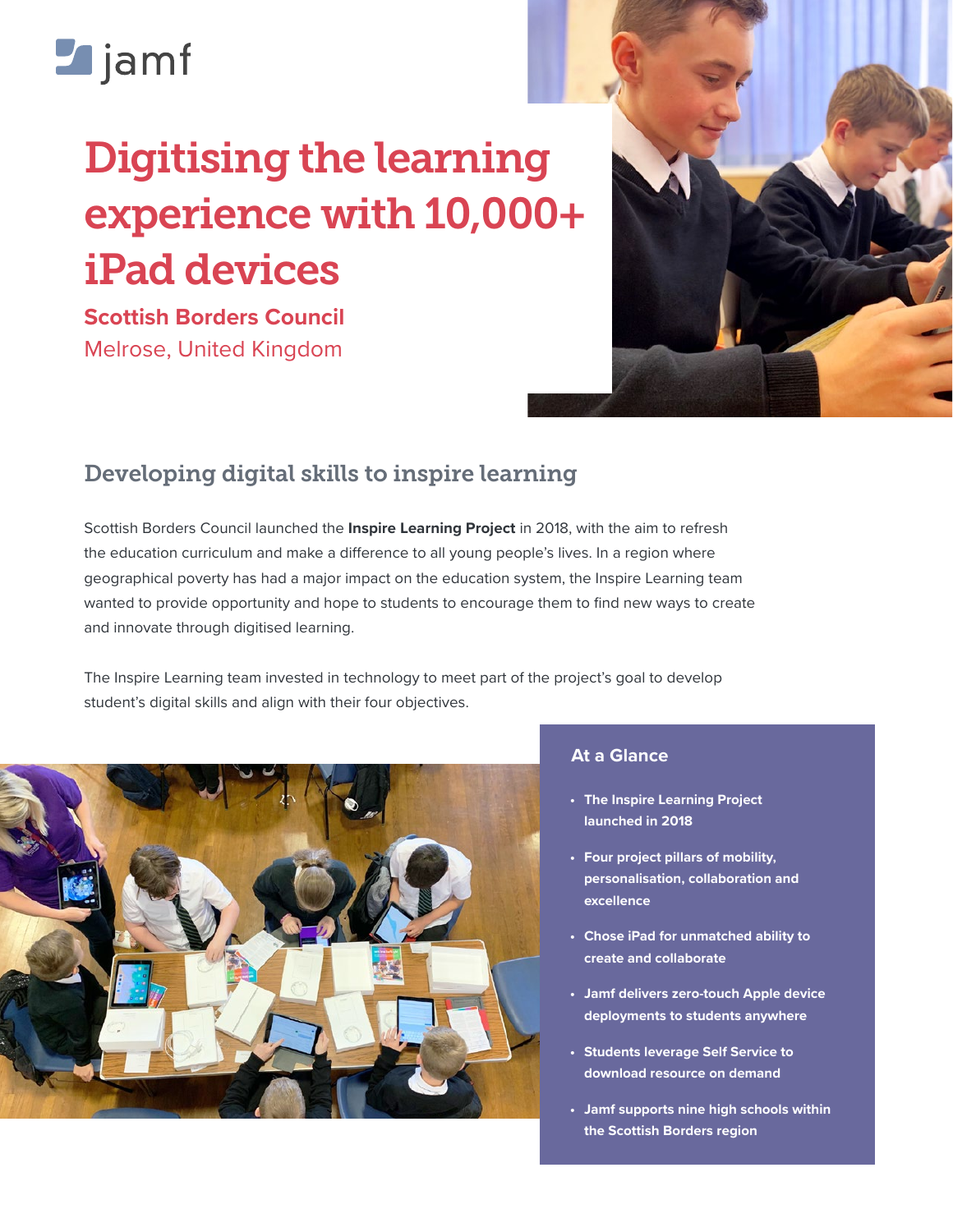jamf

# Digitising the learning experience with 10,000+ iPad devices

**Scottish Borders Council**

Melrose, United Kingdom

## Developing digital skills to inspire learning

Scottish Borders Council launched the **Inspire Learning Project** in 2018, with the aim to refresh the education curriculum and make a difference to all young people's lives. In a region where geographical poverty has had a major impact on the education system, the Inspire Learning team wanted to provide opportunity and hope to students to encourage them to find new ways to create and innovate through digitised learning.

The Inspire Learning team invested in technology to meet part of the project's goal to develop student's digital skills and align with their four objectives.

### At a Glance

- **The Inspire Learning Project launched in 2018**
- **Four project pillars of mobility, personalisation, collaboration and excellence**
- **Chose iPad for unmatched ability to create and collaborate**
- **Jamf delivers zero-touch Apple device deployments to students anywhere**
- **Students leverage Self Service to download resource on demand**
- **Jamf supports nine high schools within the Scottish Borders region**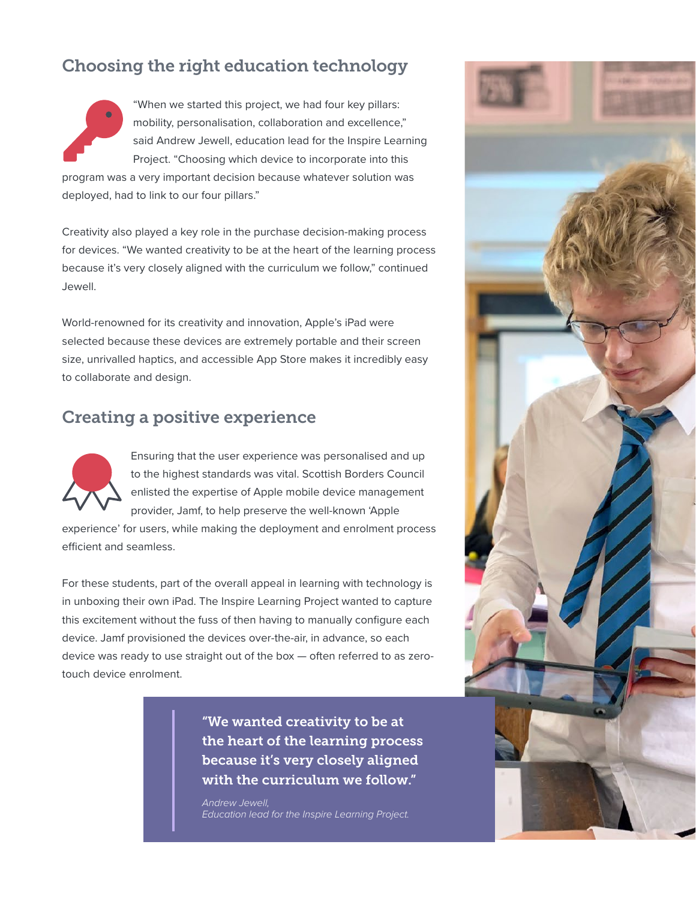## Choosing the right education technology

"When we started this project, we had four key pillars: mobility, personalisation, collaboration and excellence," said Andrew Jewell, education lead for the Inspire Learning Project. "Choosing which device to incorporate into this program was a very important decision because whatever solution was deployed, had to link to our four pillars."

Creativity also played a key role in the purchase decision-making process for devices. "We wanted creativity to be at the heart of the learning process because it's very closely aligned with the curriculum we follow," continued Jewell.

World-renowned for its creativity and innovation, Apple's iPad were selected because these devices are extremely portable and their screen size, unrivalled haptics, and accessible App Store makes it incredibly easy to collaborate and design.

## Creating a positive experience

Ensuring that the user experience was personalised and up to the highest standards was vital. Scottish Borders Council enlisted the expertise of Apple mobile device management provider, Jamf, to help preserve the well-known 'Apple experience' for users, while making the deployment and enrolment process efficient and seamless.

For these students, part of the overall appeal in learning with technology is in unboxing their own iPad. The Inspire Learning Project wanted to capture this excitement without the fuss of then having to manually configure each device. Jamf provisioned the devices over-the-air, in advance, so each device was ready to use straight out of the box — often referred to as zero-touch device enrolment.

> **"We wanted creativity to be at the heart of the learning process because it's very closely aligned with the curriculum we follow."**
>
> *Andrew Jewell,*
> *Education lead for the Inspire Learning Project.*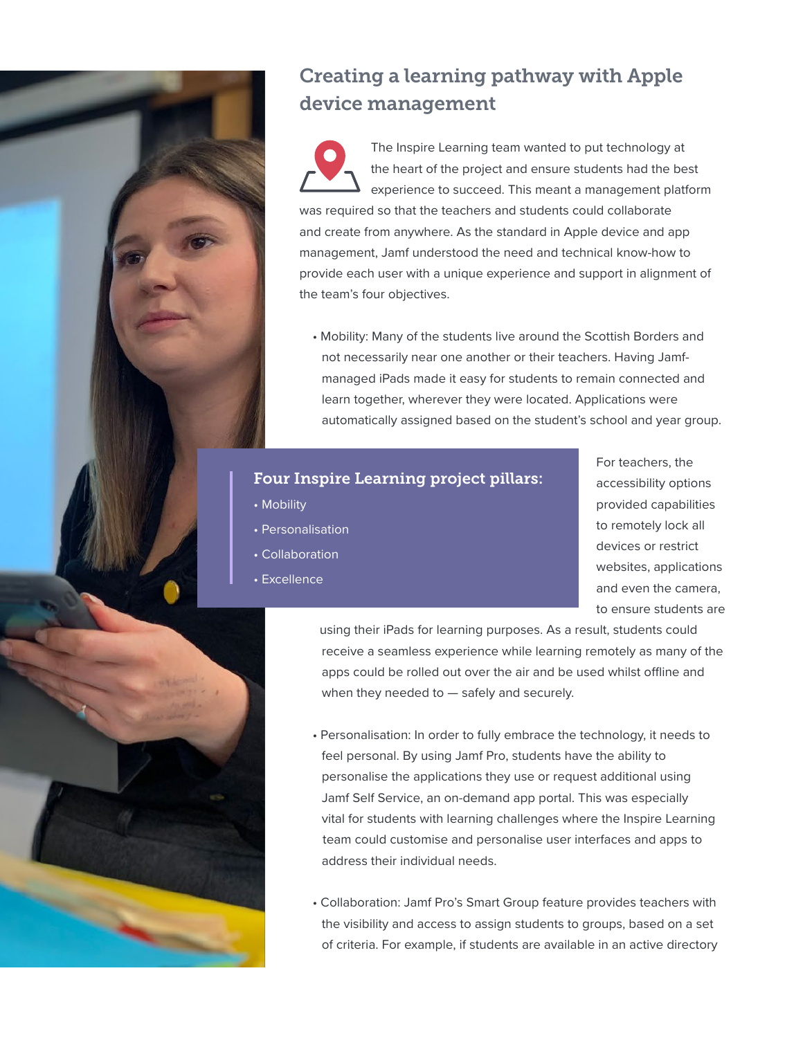## Creating a learning pathway with Apple device management

The Inspire Learning team wanted to put technology at the heart of the project and ensure students had the best experience to succeed. This meant a management platform was required so that the teachers and students could collaborate and create from anywhere. As the standard in Apple device and app management, Jamf understood the need and technical know-how to provide each user with a unique experience and support in alignment of the team's four objectives.

- Mobility: Many of the students live around the Scottish Borders and not necessarily near one another or their teachers. Having Jamf-managed iPads made it easy for students to remain connected and learn together, wherever they were located. Applications were automatically assigned based on the student's school and year group.

  For teachers, the accessibility options provided capabilities to remotely lock all devices or restrict websites, applications and even the camera, to ensure students are using their iPads for learning purposes. As a result, students could receive a seamless experience while learning remotely as many of the apps could be rolled out over the air and be used whilst offline and when they needed to — safely and securely.

> **Four Inspire Learning project pillars:**
> - Mobility
> - Personalisation
> - Collaboration
> - Excellence

- Personalisation: In order to fully embrace the technology, it needs to feel personal. By using Jamf Pro, students have the ability to personalise the applications they use or request additional using Jamf Self Service, an on-demand app portal. This was especially vital for students with learning challenges where the Inspire Learning team could customise and personalise user interfaces and apps to address their individual needs.

- Collaboration: Jamf Pro's Smart Group feature provides teachers with the visibility and access to assign students to groups, based on a set of criteria. For example, if students are available in an active directory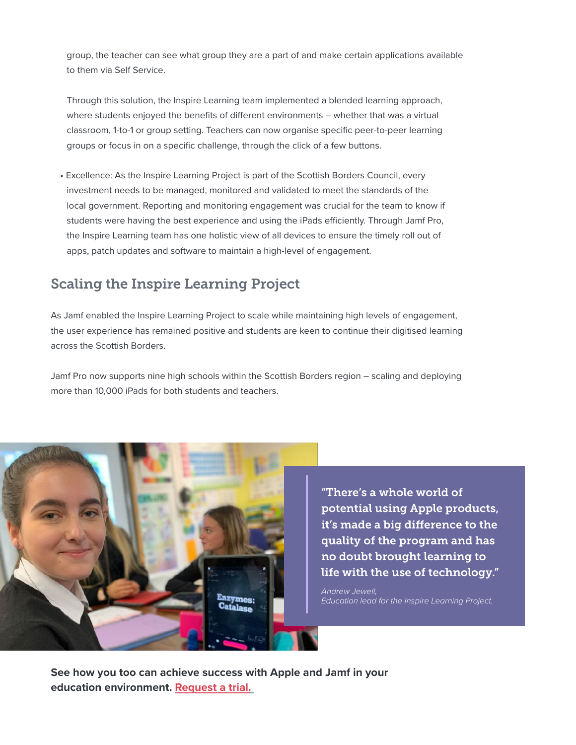group, the teacher can see what group they are a part of and make certain applications available to them via Self Service.

Through this solution, the Inspire Learning team implemented a blended learning approach, where students enjoyed the benefits of different environments – whether that was a virtual classroom, 1-to-1 or group setting. Teachers can now organise specific peer-to-peer learning groups or focus in on a specific challenge, through the click of a few buttons.

- Excellence: As the Inspire Learning Project is part of the Scottish Borders Council, every investment needs to be managed, monitored and validated to meet the standards of the local government. Reporting and monitoring engagement was crucial for the team to know if students were having the best experience and using the iPads efficiently. Through Jamf Pro, the Inspire Learning team has one holistic view of all devices to ensure the timely roll out of apps, patch updates and software to maintain a high-level of engagement.

## Scaling the Inspire Learning Project

As Jamf enabled the Inspire Learning Project to scale while maintaining high levels of engagement, the user experience has remained positive and students are keen to continue their digitised learning across the Scottish Borders.

Jamf Pro now supports nine high schools within the Scottish Borders region – scaling and deploying more than 10,000 iPads for both students and teachers.

> **"There's a whole world of potential using Apple products, it's made a big difference to the quality of the program and has no doubt brought learning to life with the use of technology."**
>
> *Andrew Jewell,*
> *Education lead for the Inspire Learning Project.*

**See how you too can achieve success with Apple and Jamf in your education environment. Request a trial.**